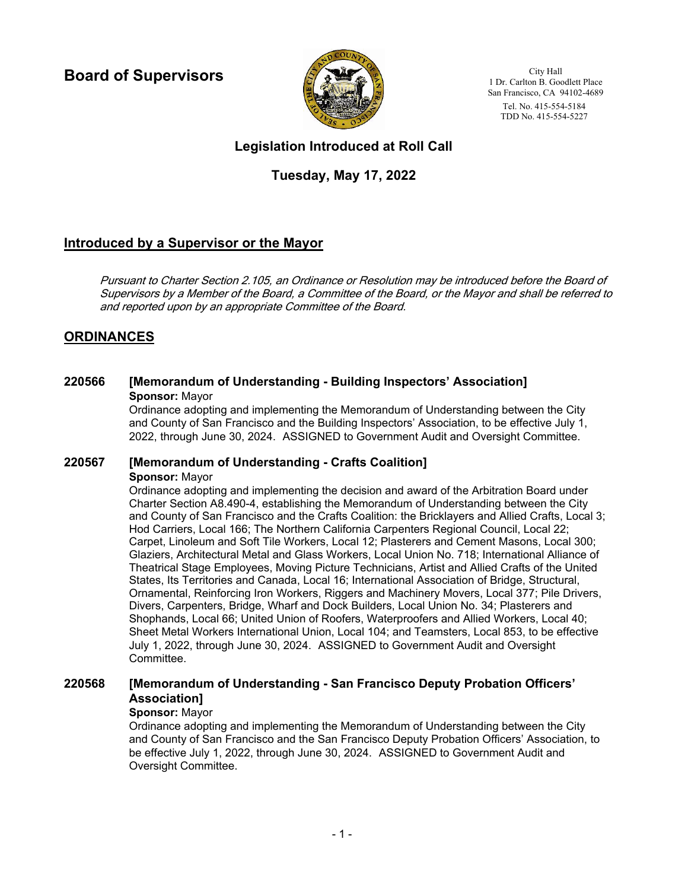**Board of Supervisors**

City Hall
1 Dr. Carlton B. Goodlett Place
San Francisco, CA 94102-4689
Tel. No. 415-554-5184
TDD No. 415-554-5227

# Legislation Introduced at Roll Call

## Tuesday, May 17, 2022

## Introduced by a Supervisor or the Mayor

*Pursuant to Charter Section 2.105, an Ordinance or Resolution may be introduced before the Board of Supervisors by a Member of the Board, a Committee of the Board, or the Mayor and shall be referred to and reported upon by an appropriate Committee of the Board.*

## ORDINANCES

### 220566 [Memorandum of Understanding - Building Inspectors' Association]

**Sponsor:** Mayor

Ordinance adopting and implementing the Memorandum of Understanding between the City and County of San Francisco and the Building Inspectors' Association, to be effective July 1, 2022, through June 30, 2024. ASSIGNED to Government Audit and Oversight Committee.

### 220567 [Memorandum of Understanding - Crafts Coalition]

**Sponsor:** Mayor

Ordinance adopting and implementing the decision and award of the Arbitration Board under Charter Section A8.490-4, establishing the Memorandum of Understanding between the City and County of San Francisco and the Crafts Coalition: the Bricklayers and Allied Crafts, Local 3; Hod Carriers, Local 166; The Northern California Carpenters Regional Council, Local 22; Carpet, Linoleum and Soft Tile Workers, Local 12; Plasterers and Cement Masons, Local 300; Glaziers, Architectural Metal and Glass Workers, Local Union No. 718; International Alliance of Theatrical Stage Employees, Moving Picture Technicians, Artist and Allied Crafts of the United States, Its Territories and Canada, Local 16; International Association of Bridge, Structural, Ornamental, Reinforcing Iron Workers, Riggers and Machinery Movers, Local 377; Pile Drivers, Divers, Carpenters, Bridge, Wharf and Dock Builders, Local Union No. 34; Plasterers and Shophands, Local 66; United Union of Roofers, Waterproofers and Allied Workers, Local 40; Sheet Metal Workers International Union, Local 104; and Teamsters, Local 853, to be effective July 1, 2022, through June 30, 2024. ASSIGNED to Government Audit and Oversight Committee.

### 220568 [Memorandum of Understanding - San Francisco Deputy Probation Officers' Association]

**Sponsor:** Mayor

Ordinance adopting and implementing the Memorandum of Understanding between the City and County of San Francisco and the San Francisco Deputy Probation Officers' Association, to be effective July 1, 2022, through June 30, 2024. ASSIGNED to Government Audit and Oversight Committee.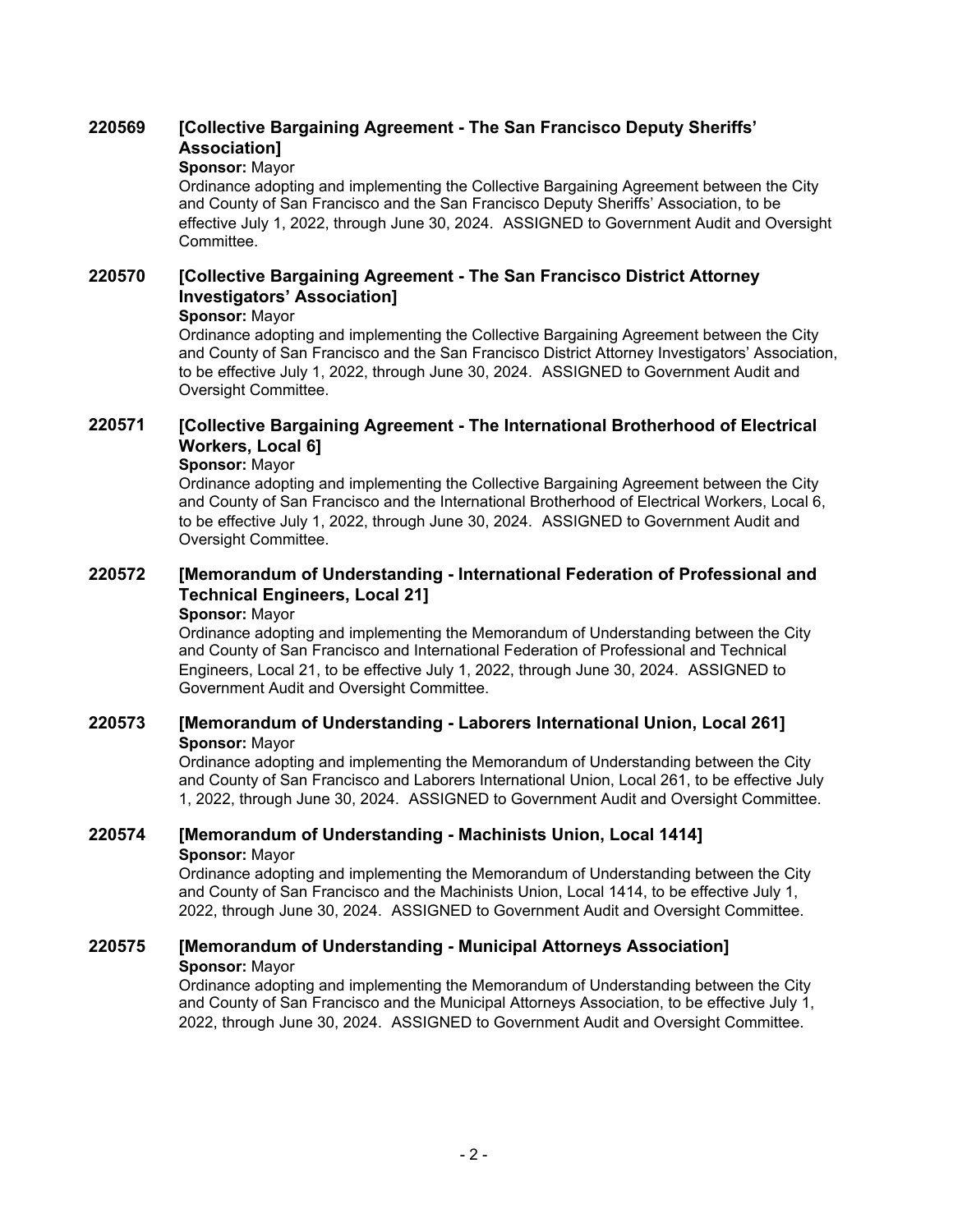**220569 [Collective Bargaining Agreement - The San Francisco Deputy Sheriffs' Association]**

**Sponsor:** Mayor

Ordinance adopting and implementing the Collective Bargaining Agreement between the City and County of San Francisco and the San Francisco Deputy Sheriffs' Association, to be effective July 1, 2022, through June 30, 2024. ASSIGNED to Government Audit and Oversight Committee.

**220570 [Collective Bargaining Agreement - The San Francisco District Attorney Investigators' Association]**

**Sponsor:** Mayor

Ordinance adopting and implementing the Collective Bargaining Agreement between the City and County of San Francisco and the San Francisco District Attorney Investigators' Association, to be effective July 1, 2022, through June 30, 2024. ASSIGNED to Government Audit and Oversight Committee.

**220571 [Collective Bargaining Agreement - The International Brotherhood of Electrical Workers, Local 6]**

**Sponsor:** Mayor

Ordinance adopting and implementing the Collective Bargaining Agreement between the City and County of San Francisco and the International Brotherhood of Electrical Workers, Local 6, to be effective July 1, 2022, through June 30, 2024. ASSIGNED to Government Audit and Oversight Committee.

**220572 [Memorandum of Understanding - International Federation of Professional and Technical Engineers, Local 21]**

**Sponsor:** Mayor

Ordinance adopting and implementing the Memorandum of Understanding between the City and County of San Francisco and International Federation of Professional and Technical Engineers, Local 21, to be effective July 1, 2022, through June 30, 2024. ASSIGNED to Government Audit and Oversight Committee.

**220573 [Memorandum of Understanding - Laborers International Union, Local 261]**

**Sponsor:** Mayor

Ordinance adopting and implementing the Memorandum of Understanding between the City and County of San Francisco and Laborers International Union, Local 261, to be effective July 1, 2022, through June 30, 2024. ASSIGNED to Government Audit and Oversight Committee.

**220574 [Memorandum of Understanding - Machinists Union, Local 1414]**

**Sponsor:** Mayor

Ordinance adopting and implementing the Memorandum of Understanding between the City and County of San Francisco and the Machinists Union, Local 1414, to be effective July 1, 2022, through June 30, 2024. ASSIGNED to Government Audit and Oversight Committee.

**220575 [Memorandum of Understanding - Municipal Attorneys Association]**

**Sponsor:** Mayor

Ordinance adopting and implementing the Memorandum of Understanding between the City and County of San Francisco and the Municipal Attorneys Association, to be effective July 1, 2022, through June 30, 2024. ASSIGNED to Government Audit and Oversight Committee.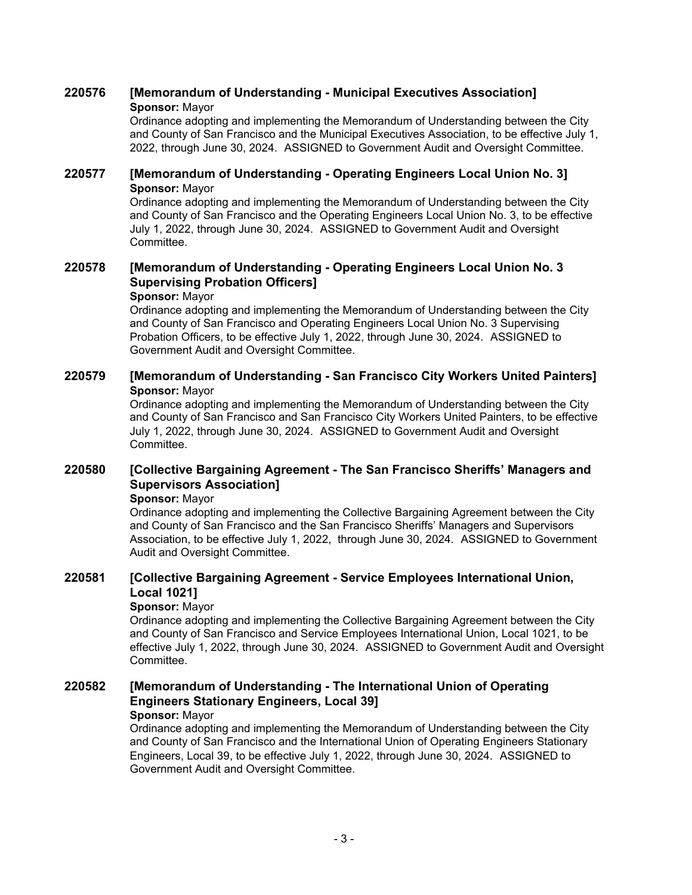### 220576 [Memorandum of Understanding - Municipal Executives Association]

**Sponsor:** Mayor

Ordinance adopting and implementing the Memorandum of Understanding between the City and County of San Francisco and the Municipal Executives Association, to be effective July 1, 2022, through June 30, 2024. ASSIGNED to Government Audit and Oversight Committee.

### 220577 [Memorandum of Understanding - Operating Engineers Local Union No. 3]

**Sponsor:** Mayor

Ordinance adopting and implementing the Memorandum of Understanding between the City and County of San Francisco and the Operating Engineers Local Union No. 3, to be effective July 1, 2022, through June 30, 2024. ASSIGNED to Government Audit and Oversight Committee.

### 220578 [Memorandum of Understanding - Operating Engineers Local Union No. 3 Supervising Probation Officers]

**Sponsor:** Mayor

Ordinance adopting and implementing the Memorandum of Understanding between the City and County of San Francisco and Operating Engineers Local Union No. 3 Supervising Probation Officers, to be effective July 1, 2022, through June 30, 2024. ASSIGNED to Government Audit and Oversight Committee.

### 220579 [Memorandum of Understanding - San Francisco City Workers United Painters]

**Sponsor:** Mayor

Ordinance adopting and implementing the Memorandum of Understanding between the City and County of San Francisco and San Francisco City Workers United Painters, to be effective July 1, 2022, through June 30, 2024. ASSIGNED to Government Audit and Oversight Committee.

### 220580 [Collective Bargaining Agreement - The San Francisco Sheriffs' Managers and Supervisors Association]

**Sponsor:** Mayor

Ordinance adopting and implementing the Collective Bargaining Agreement between the City and County of San Francisco and the San Francisco Sheriffs' Managers and Supervisors Association, to be effective July 1, 2022, through June 30, 2024. ASSIGNED to Government Audit and Oversight Committee.

### 220581 [Collective Bargaining Agreement - Service Employees International Union, Local 1021]

**Sponsor:** Mayor

Ordinance adopting and implementing the Collective Bargaining Agreement between the City and County of San Francisco and Service Employees International Union, Local 1021, to be effective July 1, 2022, through June 30, 2024. ASSIGNED to Government Audit and Oversight Committee.

### 220582 [Memorandum of Understanding - The International Union of Operating Engineers Stationary Engineers, Local 39]

**Sponsor:** Mayor

Ordinance adopting and implementing the Memorandum of Understanding between the City and County of San Francisco and the International Union of Operating Engineers Stationary Engineers, Local 39, to be effective July 1, 2022, through June 30, 2024. ASSIGNED to Government Audit and Oversight Committee.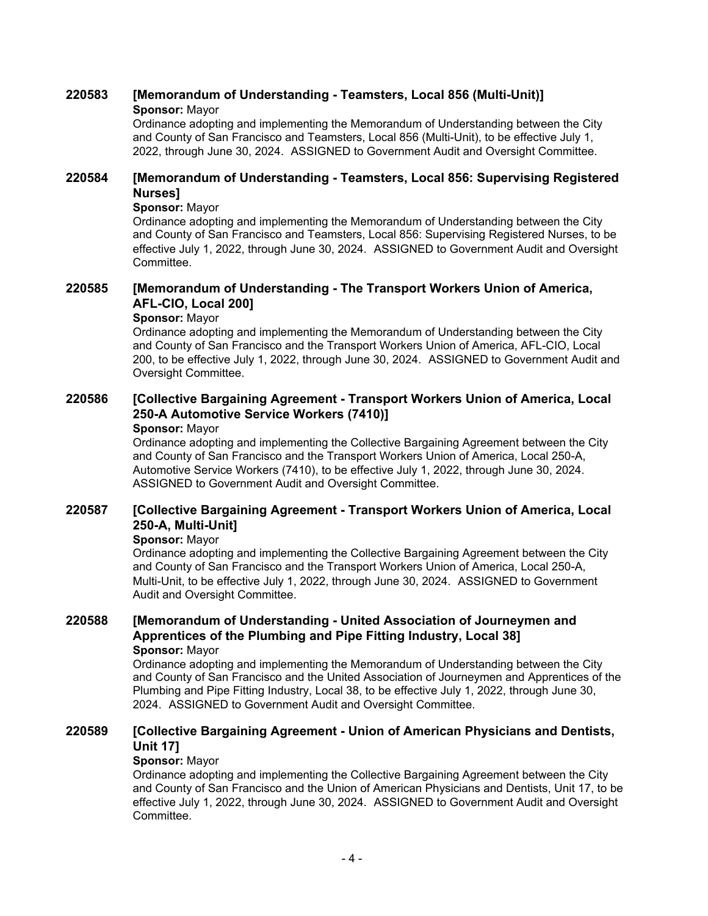**220583 [Memorandum of Understanding - Teamsters, Local 856 (Multi-Unit)]**

**Sponsor:** Mayor

Ordinance adopting and implementing the Memorandum of Understanding between the City and County of San Francisco and Teamsters, Local 856 (Multi-Unit), to be effective July 1, 2022, through June 30, 2024. ASSIGNED to Government Audit and Oversight Committee.

**220584 [Memorandum of Understanding - Teamsters, Local 856: Supervising Registered Nurses]**

**Sponsor:** Mayor

Ordinance adopting and implementing the Memorandum of Understanding between the City and County of San Francisco and Teamsters, Local 856: Supervising Registered Nurses, to be effective July 1, 2022, through June 30, 2024. ASSIGNED to Government Audit and Oversight Committee.

**220585 [Memorandum of Understanding - The Transport Workers Union of America, AFL-CIO, Local 200]**

**Sponsor:** Mayor

Ordinance adopting and implementing the Memorandum of Understanding between the City and County of San Francisco and the Transport Workers Union of America, AFL-CIO, Local 200, to be effective July 1, 2022, through June 30, 2024. ASSIGNED to Government Audit and Oversight Committee.

**220586 [Collective Bargaining Agreement - Transport Workers Union of America, Local 250-A Automotive Service Workers (7410)]**

**Sponsor:** Mayor

Ordinance adopting and implementing the Collective Bargaining Agreement between the City and County of San Francisco and the Transport Workers Union of America, Local 250-A, Automotive Service Workers (7410), to be effective July 1, 2022, through June 30, 2024. ASSIGNED to Government Audit and Oversight Committee.

**220587 [Collective Bargaining Agreement - Transport Workers Union of America, Local 250-A, Multi-Unit]**

**Sponsor:** Mayor

Ordinance adopting and implementing the Collective Bargaining Agreement between the City and County of San Francisco and the Transport Workers Union of America, Local 250-A, Multi-Unit, to be effective July 1, 2022, through June 30, 2024. ASSIGNED to Government Audit and Oversight Committee.

**220588 [Memorandum of Understanding - United Association of Journeymen and Apprentices of the Plumbing and Pipe Fitting Industry, Local 38]**

**Sponsor:** Mayor

Ordinance adopting and implementing the Memorandum of Understanding between the City and County of San Francisco and the United Association of Journeymen and Apprentices of the Plumbing and Pipe Fitting Industry, Local 38, to be effective July 1, 2022, through June 30, 2024. ASSIGNED to Government Audit and Oversight Committee.

**220589 [Collective Bargaining Agreement - Union of American Physicians and Dentists, Unit 17]**

**Sponsor:** Mayor

Ordinance adopting and implementing the Collective Bargaining Agreement between the City and County of San Francisco and the Union of American Physicians and Dentists, Unit 17, to be effective July 1, 2022, through June 30, 2024. ASSIGNED to Government Audit and Oversight Committee.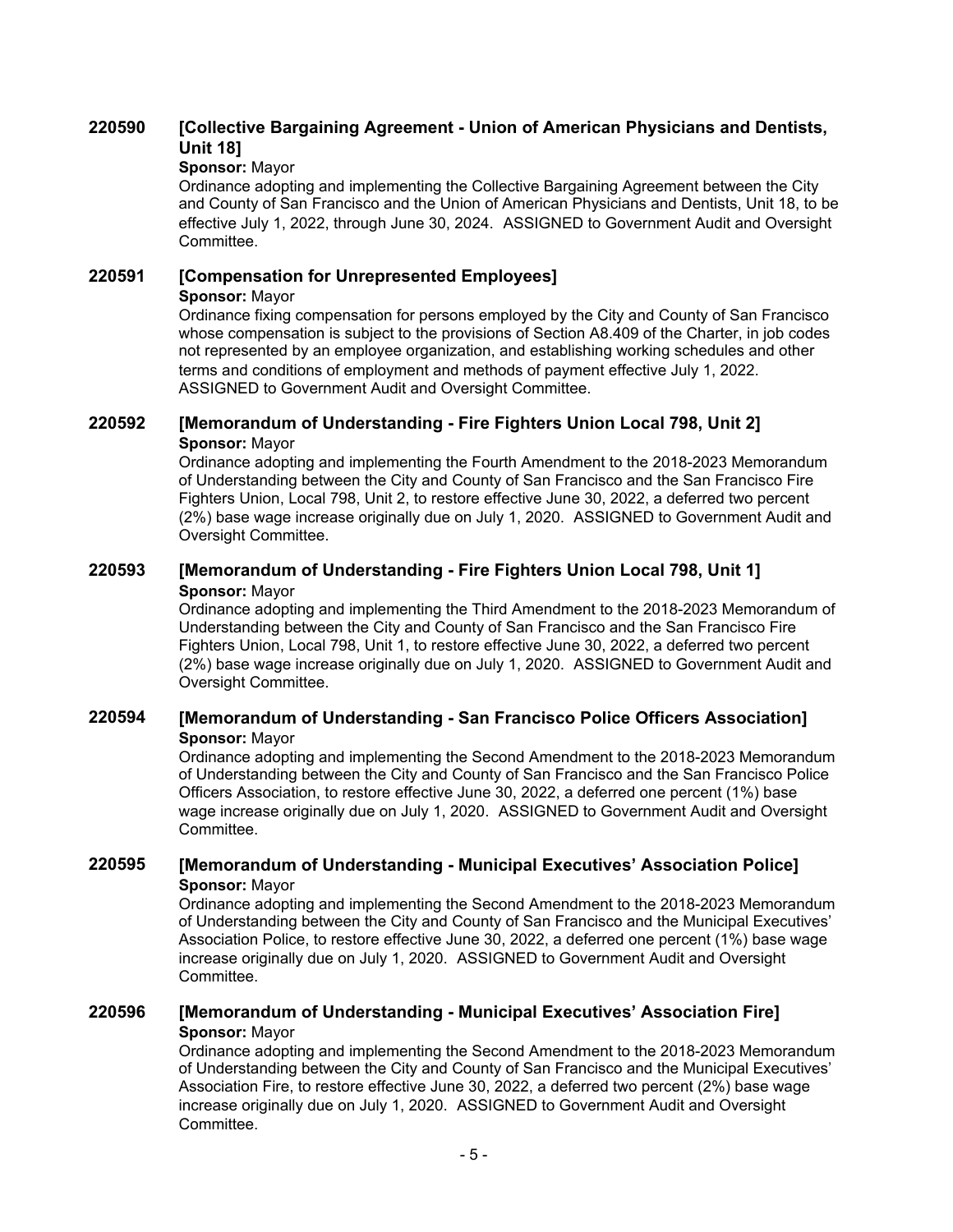### 220590 [Collective Bargaining Agreement - Union of American Physicians and Dentists, Unit 18]

**Sponsor:** Mayor

Ordinance adopting and implementing the Collective Bargaining Agreement between the City and County of San Francisco and the Union of American Physicians and Dentists, Unit 18, to be effective July 1, 2022, through June 30, 2024. ASSIGNED to Government Audit and Oversight Committee.

### 220591 [Compensation for Unrepresented Employees]

**Sponsor:** Mayor

Ordinance fixing compensation for persons employed by the City and County of San Francisco whose compensation is subject to the provisions of Section A8.409 of the Charter, in job codes not represented by an employee organization, and establishing working schedules and other terms and conditions of employment and methods of payment effective July 1, 2022. ASSIGNED to Government Audit and Oversight Committee.

### 220592 [Memorandum of Understanding - Fire Fighters Union Local 798, Unit 2]

**Sponsor:** Mayor

Ordinance adopting and implementing the Fourth Amendment to the 2018-2023 Memorandum of Understanding between the City and County of San Francisco and the San Francisco Fire Fighters Union, Local 798, Unit 2, to restore effective June 30, 2022, a deferred two percent (2%) base wage increase originally due on July 1, 2020. ASSIGNED to Government Audit and Oversight Committee.

### 220593 [Memorandum of Understanding - Fire Fighters Union Local 798, Unit 1]

**Sponsor:** Mayor

Ordinance adopting and implementing the Third Amendment to the 2018-2023 Memorandum of Understanding between the City and County of San Francisco and the San Francisco Fire Fighters Union, Local 798, Unit 1, to restore effective June 30, 2022, a deferred two percent (2%) base wage increase originally due on July 1, 2020. ASSIGNED to Government Audit and Oversight Committee.

### 220594 [Memorandum of Understanding - San Francisco Police Officers Association]

**Sponsor:** Mayor

Ordinance adopting and implementing the Second Amendment to the 2018-2023 Memorandum of Understanding between the City and County of San Francisco and the San Francisco Police Officers Association, to restore effective June 30, 2022, a deferred one percent (1%) base wage increase originally due on July 1, 2020. ASSIGNED to Government Audit and Oversight Committee.

### 220595 [Memorandum of Understanding - Municipal Executives' Association Police]

**Sponsor:** Mayor

Ordinance adopting and implementing the Second Amendment to the 2018-2023 Memorandum of Understanding between the City and County of San Francisco and the Municipal Executives' Association Police, to restore effective June 30, 2022, a deferred one percent (1%) base wage increase originally due on July 1, 2020. ASSIGNED to Government Audit and Oversight Committee.

### 220596 [Memorandum of Understanding - Municipal Executives' Association Fire]

**Sponsor:** Mayor

Ordinance adopting and implementing the Second Amendment to the 2018-2023 Memorandum of Understanding between the City and County of San Francisco and the Municipal Executives' Association Fire, to restore effective June 30, 2022, a deferred two percent (2%) base wage increase originally due on July 1, 2020. ASSIGNED to Government Audit and Oversight Committee.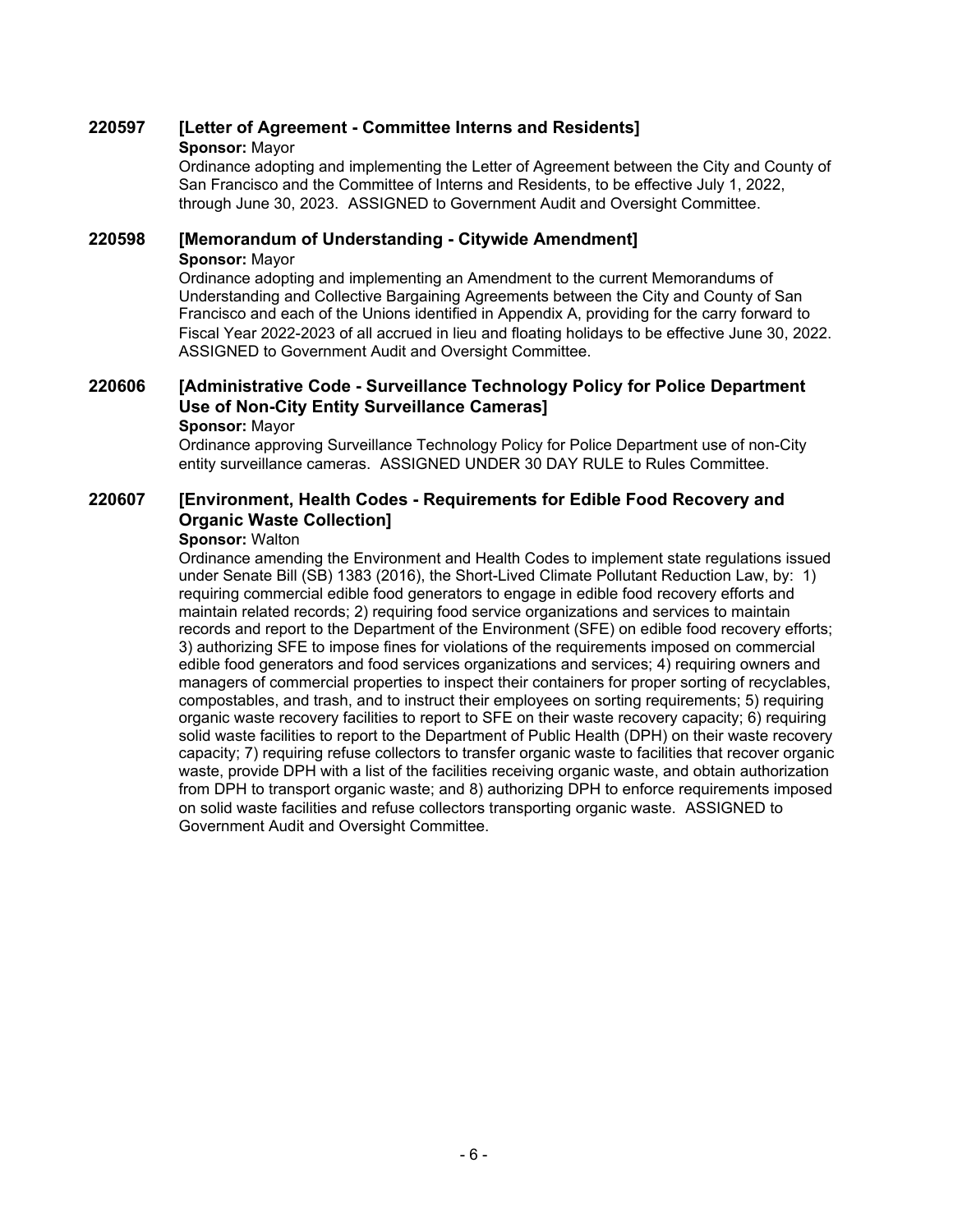**220597 [Letter of Agreement - Committee Interns and Residents]**

**Sponsor:** Mayor

Ordinance adopting and implementing the Letter of Agreement between the City and County of San Francisco and the Committee of Interns and Residents, to be effective July 1, 2022, through June 30, 2023. ASSIGNED to Government Audit and Oversight Committee.

**220598 [Memorandum of Understanding - Citywide Amendment]**

**Sponsor:** Mayor

Ordinance adopting and implementing an Amendment to the current Memorandums of Understanding and Collective Bargaining Agreements between the City and County of San Francisco and each of the Unions identified in Appendix A, providing for the carry forward to Fiscal Year 2022-2023 of all accrued in lieu and floating holidays to be effective June 30, 2022. ASSIGNED to Government Audit and Oversight Committee.

**220606 [Administrative Code - Surveillance Technology Policy for Police Department Use of Non-City Entity Surveillance Cameras]**

**Sponsor:** Mayor

Ordinance approving Surveillance Technology Policy for Police Department use of non-City entity surveillance cameras. ASSIGNED UNDER 30 DAY RULE to Rules Committee.

**220607 [Environment, Health Codes - Requirements for Edible Food Recovery and Organic Waste Collection]**

**Sponsor:** Walton

Ordinance amending the Environment and Health Codes to implement state regulations issued under Senate Bill (SB) 1383 (2016), the Short-Lived Climate Pollutant Reduction Law, by: 1) requiring commercial edible food generators to engage in edible food recovery efforts and maintain related records; 2) requiring food service organizations and services to maintain records and report to the Department of the Environment (SFE) on edible food recovery efforts; 3) authorizing SFE to impose fines for violations of the requirements imposed on commercial edible food generators and food services organizations and services; 4) requiring owners and managers of commercial properties to inspect their containers for proper sorting of recyclables, compostables, and trash, and to instruct their employees on sorting requirements; 5) requiring organic waste recovery facilities to report to SFE on their waste recovery capacity; 6) requiring solid waste facilities to report to the Department of Public Health (DPH) on their waste recovery capacity; 7) requiring refuse collectors to transfer organic waste to facilities that recover organic waste, provide DPH with a list of the facilities receiving organic waste, and obtain authorization from DPH to transport organic waste; and 8) authorizing DPH to enforce requirements imposed on solid waste facilities and refuse collectors transporting organic waste. ASSIGNED to Government Audit and Oversight Committee.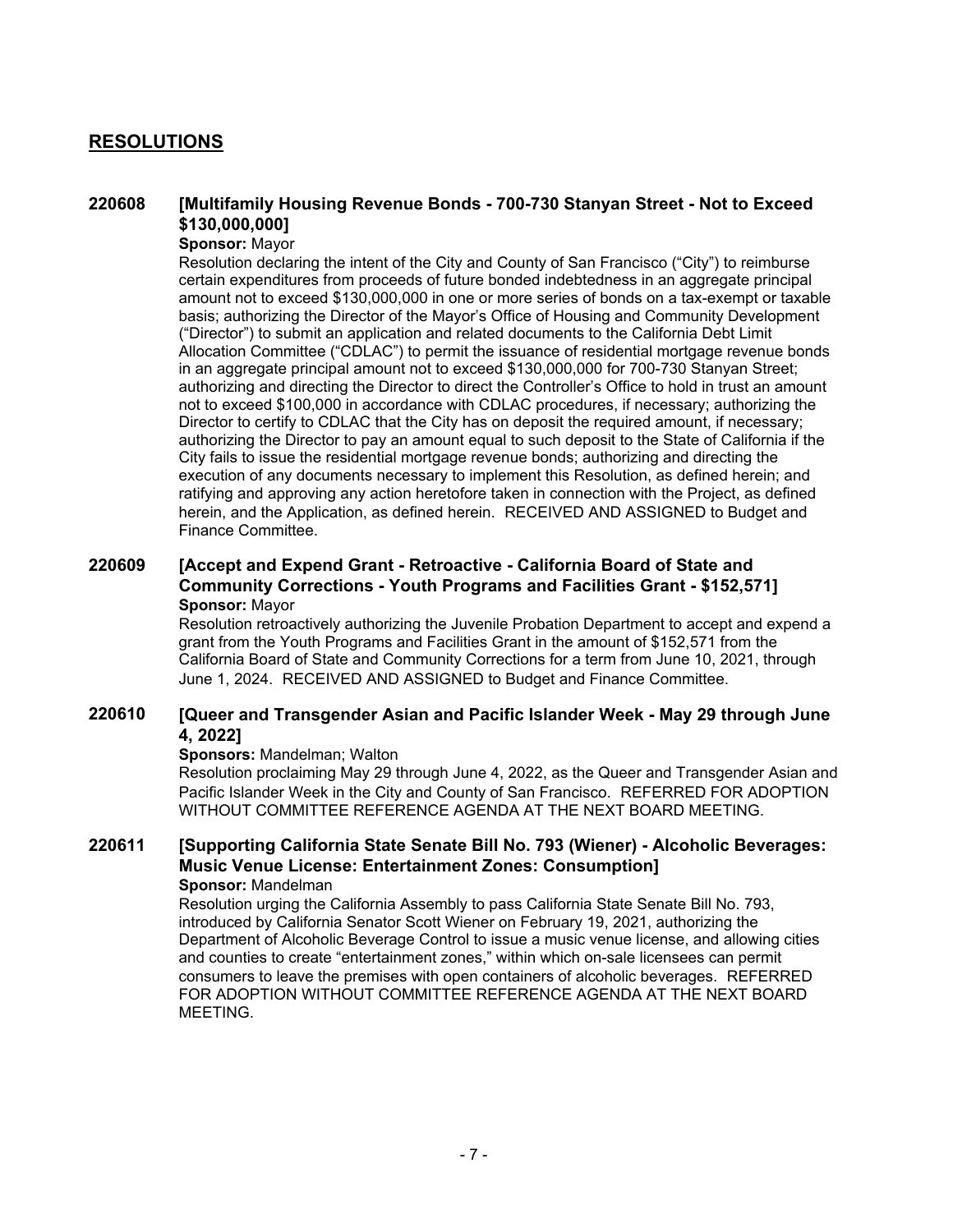## RESOLUTIONS

### 220608 [Multifamily Housing Revenue Bonds - 700-730 Stanyan Street - Not to Exceed $130,000,000]

**Sponsor:** Mayor

Resolution declaring the intent of the City and County of San Francisco ("City") to reimburse certain expenditures from proceeds of future bonded indebtedness in an aggregate principal amount not to exceed $130,000,000 in one or more series of bonds on a tax-exempt or taxable basis; authorizing the Director of the Mayor's Office of Housing and Community Development ("Director") to submit an application and related documents to the California Debt Limit Allocation Committee ("CDLAC") to permit the issuance of residential mortgage revenue bonds in an aggregate principal amount not to exceed $130,000,000 for 700-730 Stanyan Street; authorizing and directing the Director to direct the Controller's Office to hold in trust an amount not to exceed $100,000 in accordance with CDLAC procedures, if necessary; authorizing the Director to certify to CDLAC that the City has on deposit the required amount, if necessary; authorizing the Director to pay an amount equal to such deposit to the State of California if the City fails to issue the residential mortgage revenue bonds; authorizing and directing the execution of any documents necessary to implement this Resolution, as defined herein; and ratifying and approving any action heretofore taken in connection with the Project, as defined herein, and the Application, as defined herein. RECEIVED AND ASSIGNED to Budget and Finance Committee.

### 220609 [Accept and Expend Grant - Retroactive - California Board of State and Community Corrections - Youth Programs and Facilities Grant - $152,571]

**Sponsor:** Mayor

Resolution retroactively authorizing the Juvenile Probation Department to accept and expend a grant from the Youth Programs and Facilities Grant in the amount of $152,571 from the California Board of State and Community Corrections for a term from June 10, 2021, through June 1, 2024. RECEIVED AND ASSIGNED to Budget and Finance Committee.

### 220610 [Queer and Transgender Asian and Pacific Islander Week - May 29 through June 4, 2022]

**Sponsors:** Mandelman; Walton

Resolution proclaiming May 29 through June 4, 2022, as the Queer and Transgender Asian and Pacific Islander Week in the City and County of San Francisco. REFERRED FOR ADOPTION WITHOUT COMMITTEE REFERENCE AGENDA AT THE NEXT BOARD MEETING.

### 220611 [Supporting California State Senate Bill No. 793 (Wiener) - Alcoholic Beverages: Music Venue License: Entertainment Zones: Consumption]

**Sponsor:** Mandelman

Resolution urging the California Assembly to pass California State Senate Bill No. 793, introduced by California Senator Scott Wiener on February 19, 2021, authorizing the Department of Alcoholic Beverage Control to issue a music venue license, and allowing cities and counties to create "entertainment zones," within which on-sale licensees can permit consumers to leave the premises with open containers of alcoholic beverages. REFERRED FOR ADOPTION WITHOUT COMMITTEE REFERENCE AGENDA AT THE NEXT BOARD MEETING.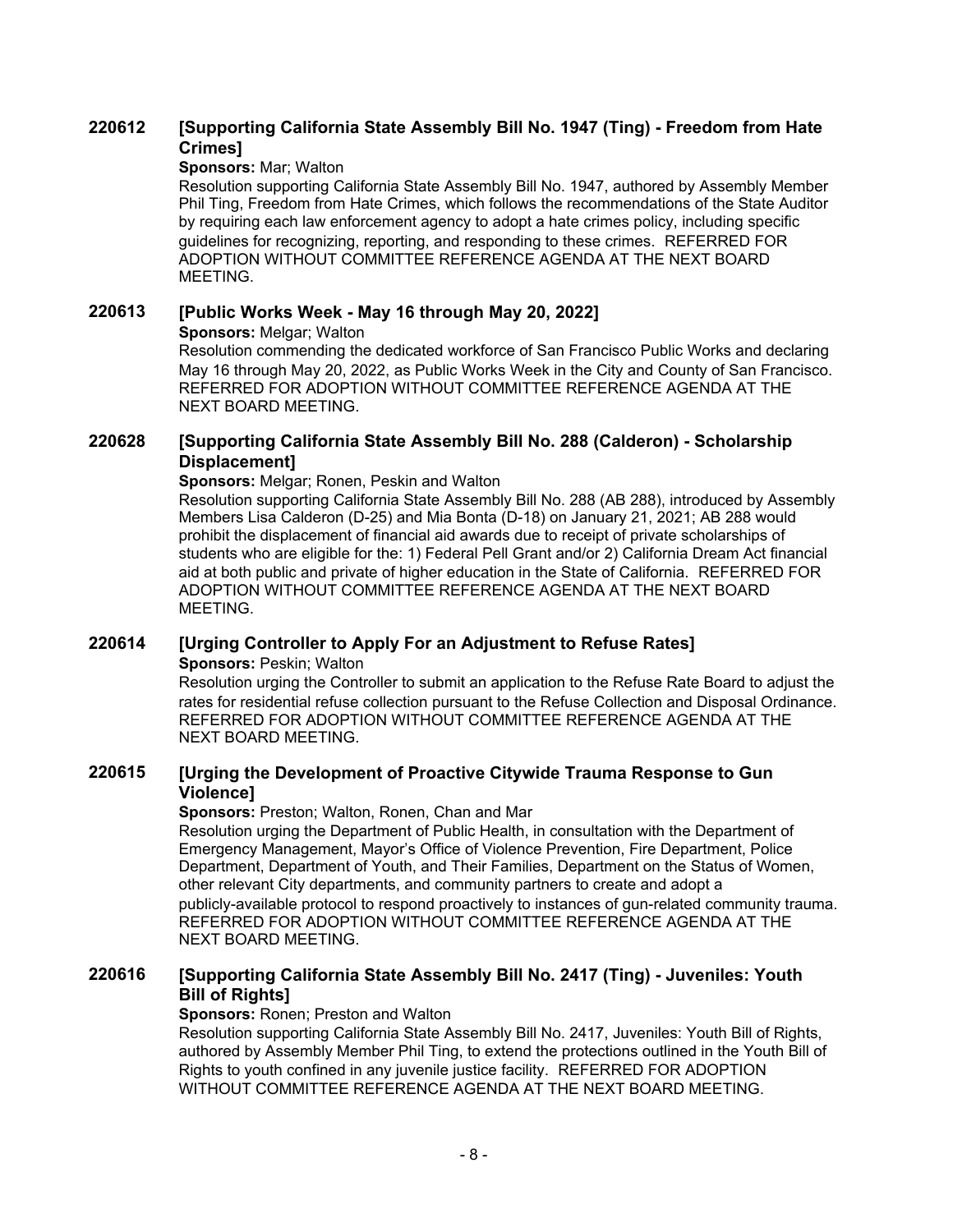### 220612 [Supporting California State Assembly Bill No. 1947 (Ting) - Freedom from Hate Crimes]

**Sponsors:** Mar; Walton

Resolution supporting California State Assembly Bill No. 1947, authored by Assembly Member Phil Ting, Freedom from Hate Crimes, which follows the recommendations of the State Auditor by requiring each law enforcement agency to adopt a hate crimes policy, including specific guidelines for recognizing, reporting, and responding to these crimes. REFERRED FOR ADOPTION WITHOUT COMMITTEE REFERENCE AGENDA AT THE NEXT BOARD MEETING.

### 220613 [Public Works Week - May 16 through May 20, 2022]

**Sponsors:** Melgar; Walton

Resolution commending the dedicated workforce of San Francisco Public Works and declaring May 16 through May 20, 2022, as Public Works Week in the City and County of San Francisco. REFERRED FOR ADOPTION WITHOUT COMMITTEE REFERENCE AGENDA AT THE NEXT BOARD MEETING.

### 220628 [Supporting California State Assembly Bill No. 288 (Calderon) - Scholarship Displacement]

**Sponsors:** Melgar; Ronen, Peskin and Walton

Resolution supporting California State Assembly Bill No. 288 (AB 288), introduced by Assembly Members Lisa Calderon (D-25) and Mia Bonta (D-18) on January 21, 2021; AB 288 would prohibit the displacement of financial aid awards due to receipt of private scholarships of students who are eligible for the: 1) Federal Pell Grant and/or 2) California Dream Act financial aid at both public and private of higher education in the State of California. REFERRED FOR ADOPTION WITHOUT COMMITTEE REFERENCE AGENDA AT THE NEXT BOARD MEETING.

### 220614 [Urging Controller to Apply For an Adjustment to Refuse Rates]

**Sponsors:** Peskin; Walton

Resolution urging the Controller to submit an application to the Refuse Rate Board to adjust the rates for residential refuse collection pursuant to the Refuse Collection and Disposal Ordinance. REFERRED FOR ADOPTION WITHOUT COMMITTEE REFERENCE AGENDA AT THE NEXT BOARD MEETING.

### 220615 [Urging the Development of Proactive Citywide Trauma Response to Gun Violence]

**Sponsors:** Preston; Walton, Ronen, Chan and Mar

Resolution urging the Department of Public Health, in consultation with the Department of Emergency Management, Mayor's Office of Violence Prevention, Fire Department, Police Department, Department of Youth, and Their Families, Department on the Status of Women, other relevant City departments, and community partners to create and adopt a publicly-available protocol to respond proactively to instances of gun-related community trauma. REFERRED FOR ADOPTION WITHOUT COMMITTEE REFERENCE AGENDA AT THE NEXT BOARD MEETING.

### 220616 [Supporting California State Assembly Bill No. 2417 (Ting) - Juveniles: Youth Bill of Rights]

**Sponsors:** Ronen; Preston and Walton

Resolution supporting California State Assembly Bill No. 2417, Juveniles: Youth Bill of Rights, authored by Assembly Member Phil Ting, to extend the protections outlined in the Youth Bill of Rights to youth confined in any juvenile justice facility. REFERRED FOR ADOPTION WITHOUT COMMITTEE REFERENCE AGENDA AT THE NEXT BOARD MEETING.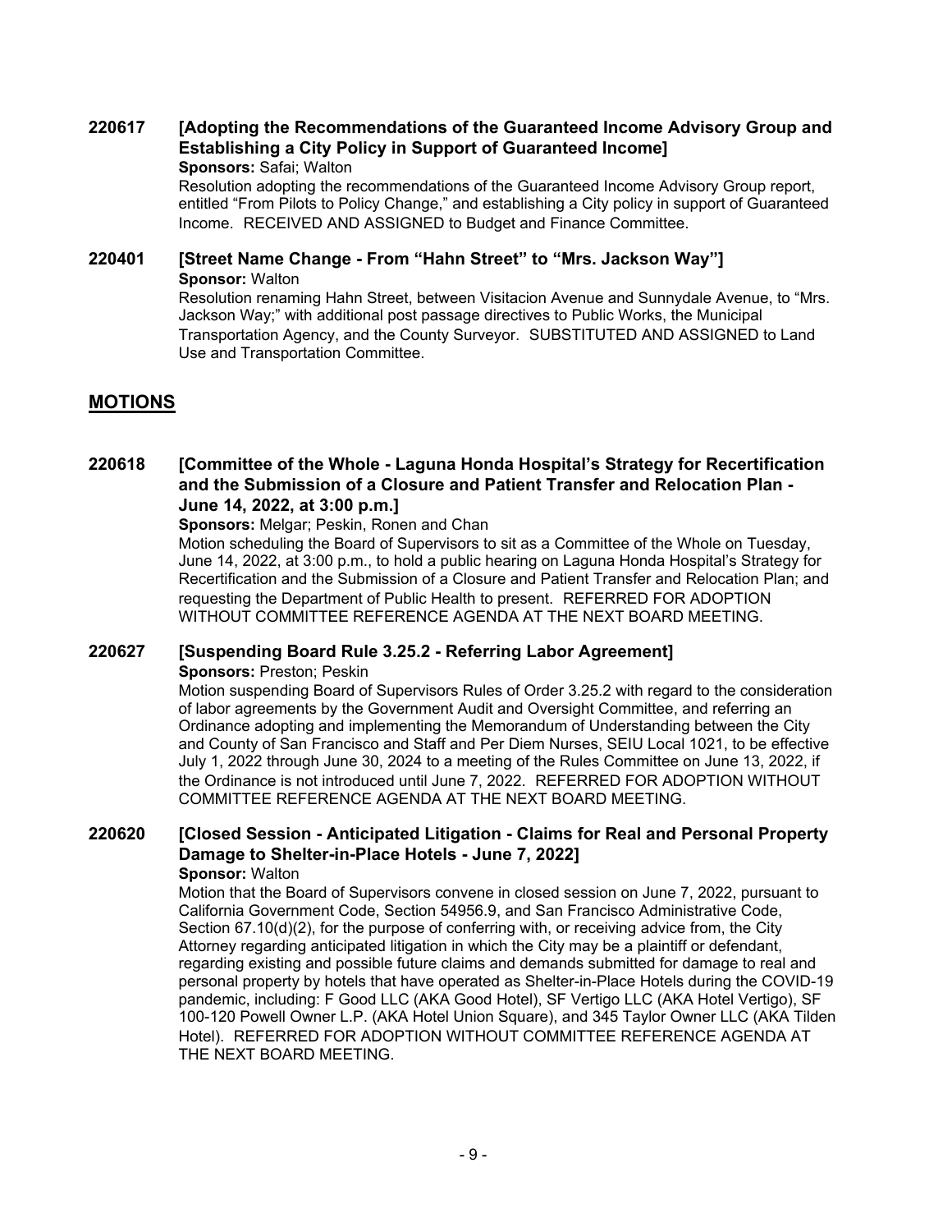**220617 [Adopting the Recommendations of the Guaranteed Income Advisory Group and Establishing a City Policy in Support of Guaranteed Income]**

**Sponsors:** Safai; Walton

Resolution adopting the recommendations of the Guaranteed Income Advisory Group report, entitled "From Pilots to Policy Change," and establishing a City policy in support of Guaranteed Income. RECEIVED AND ASSIGNED to Budget and Finance Committee.

**220401 [Street Name Change - From "Hahn Street" to "Mrs. Jackson Way"]**

**Sponsor:** Walton

Resolution renaming Hahn Street, between Visitacion Avenue and Sunnydale Avenue, to "Mrs. Jackson Way;" with additional post passage directives to Public Works, the Municipal Transportation Agency, and the County Surveyor. SUBSTITUTED AND ASSIGNED to Land Use and Transportation Committee.

## MOTIONS

**220618 [Committee of the Whole - Laguna Honda Hospital's Strategy for Recertification and the Submission of a Closure and Patient Transfer and Relocation Plan - June 14, 2022, at 3:00 p.m.]**

**Sponsors:** Melgar; Peskin, Ronen and Chan

Motion scheduling the Board of Supervisors to sit as a Committee of the Whole on Tuesday, June 14, 2022, at 3:00 p.m., to hold a public hearing on Laguna Honda Hospital's Strategy for Recertification and the Submission of a Closure and Patient Transfer and Relocation Plan; and requesting the Department of Public Health to present. REFERRED FOR ADOPTION WITHOUT COMMITTEE REFERENCE AGENDA AT THE NEXT BOARD MEETING.

**220627 [Suspending Board Rule 3.25.2 - Referring Labor Agreement]**

**Sponsors:** Preston; Peskin

Motion suspending Board of Supervisors Rules of Order 3.25.2 with regard to the consideration of labor agreements by the Government Audit and Oversight Committee, and referring an Ordinance adopting and implementing the Memorandum of Understanding between the City and County of San Francisco and Staff and Per Diem Nurses, SEIU Local 1021, to be effective July 1, 2022 through June 30, 2024 to a meeting of the Rules Committee on June 13, 2022, if the Ordinance is not introduced until June 7, 2022. REFERRED FOR ADOPTION WITHOUT COMMITTEE REFERENCE AGENDA AT THE NEXT BOARD MEETING.

**220620 [Closed Session - Anticipated Litigation - Claims for Real and Personal Property Damage to Shelter-in-Place Hotels - June 7, 2022]**

**Sponsor:** Walton

Motion that the Board of Supervisors convene in closed session on June 7, 2022, pursuant to California Government Code, Section 54956.9, and San Francisco Administrative Code, Section 67.10(d)(2), for the purpose of conferring with, or receiving advice from, the City Attorney regarding anticipated litigation in which the City may be a plaintiff or defendant, regarding existing and possible future claims and demands submitted for damage to real and personal property by hotels that have operated as Shelter-in-Place Hotels during the COVID-19 pandemic, including: F Good LLC (AKA Good Hotel), SF Vertigo LLC (AKA Hotel Vertigo), SF 100-120 Powell Owner L.P. (AKA Hotel Union Square), and 345 Taylor Owner LLC (AKA Tilden Hotel). REFERRED FOR ADOPTION WITHOUT COMMITTEE REFERENCE AGENDA AT THE NEXT BOARD MEETING.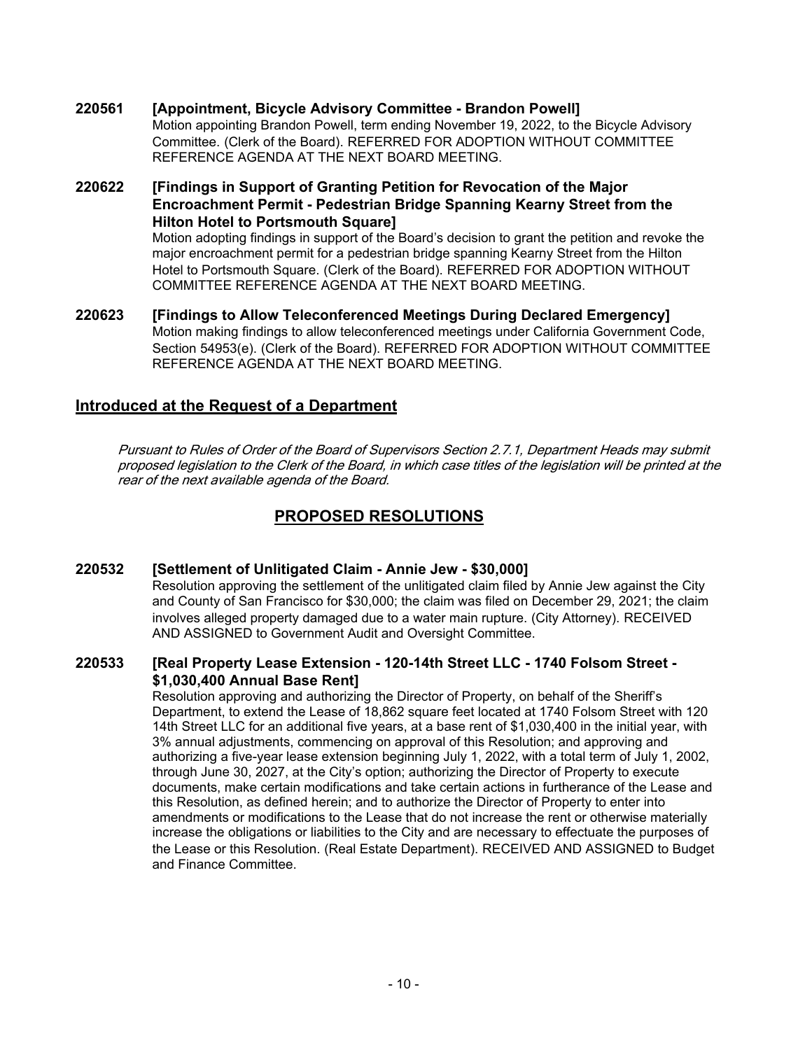**220561 [Appointment, Bicycle Advisory Committee - Brandon Powell]**

Motion appointing Brandon Powell, term ending November 19, 2022, to the Bicycle Advisory Committee. (Clerk of the Board). REFERRED FOR ADOPTION WITHOUT COMMITTEE REFERENCE AGENDA AT THE NEXT BOARD MEETING.

**220622 [Findings in Support of Granting Petition for Revocation of the Major Encroachment Permit - Pedestrian Bridge Spanning Kearny Street from the Hilton Hotel to Portsmouth Square]**

Motion adopting findings in support of the Board's decision to grant the petition and revoke the major encroachment permit for a pedestrian bridge spanning Kearny Street from the Hilton Hotel to Portsmouth Square. (Clerk of the Board). REFERRED FOR ADOPTION WITHOUT COMMITTEE REFERENCE AGENDA AT THE NEXT BOARD MEETING.

**220623 [Findings to Allow Teleconferenced Meetings During Declared Emergency]**

Motion making findings to allow teleconferenced meetings under California Government Code, Section 54953(e). (Clerk of the Board). REFERRED FOR ADOPTION WITHOUT COMMITTEE REFERENCE AGENDA AT THE NEXT BOARD MEETING.

## Introduced at the Request of a Department

*Pursuant to Rules of Order of the Board of Supervisors Section 2.7.1, Department Heads may submit proposed legislation to the Clerk of the Board, in which case titles of the legislation will be printed at the rear of the next available agenda of the Board.*

## PROPOSED RESOLUTIONS

**220532 [Settlement of Unlitigated Claim - Annie Jew - $30,000]**

Resolution approving the settlement of the unlitigated claim filed by Annie Jew against the City and County of San Francisco for $30,000; the claim was filed on December 29, 2021; the claim involves alleged property damaged due to a water main rupture. (City Attorney). RECEIVED AND ASSIGNED to Government Audit and Oversight Committee.

**220533 [Real Property Lease Extension - 120-14th Street LLC - 1740 Folsom Street - $1,030,400 Annual Base Rent]**

Resolution approving and authorizing the Director of Property, on behalf of the Sheriff's Department, to extend the Lease of 18,862 square feet located at 1740 Folsom Street with 120 14th Street LLC for an additional five years, at a base rent of $1,030,400 in the initial year, with 3% annual adjustments, commencing on approval of this Resolution; and approving and authorizing a five-year lease extension beginning July 1, 2022, with a total term of July 1, 2002, through June 30, 2027, at the City's option; authorizing the Director of Property to execute documents, make certain modifications and take certain actions in furtherance of the Lease and this Resolution, as defined herein; and to authorize the Director of Property to enter into amendments or modifications to the Lease that do not increase the rent or otherwise materially increase the obligations or liabilities to the City and are necessary to effectuate the purposes of the Lease or this Resolution. (Real Estate Department). RECEIVED AND ASSIGNED to Budget and Finance Committee.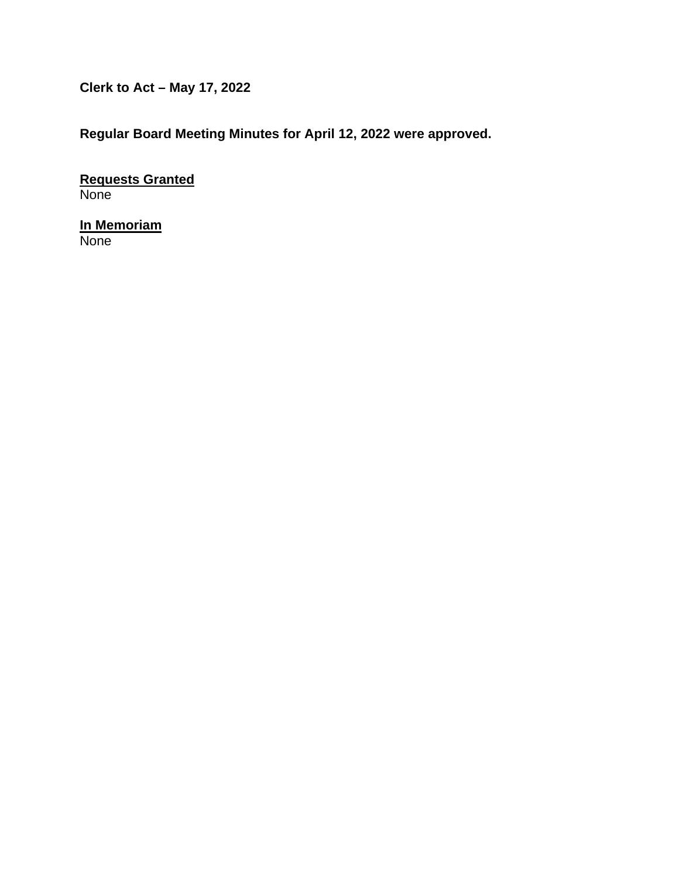**Clerk to Act – May 17, 2022**

**Regular Board Meeting Minutes for April 12, 2022 were approved.**

**Requests Granted**

None

**In Memoriam**

None